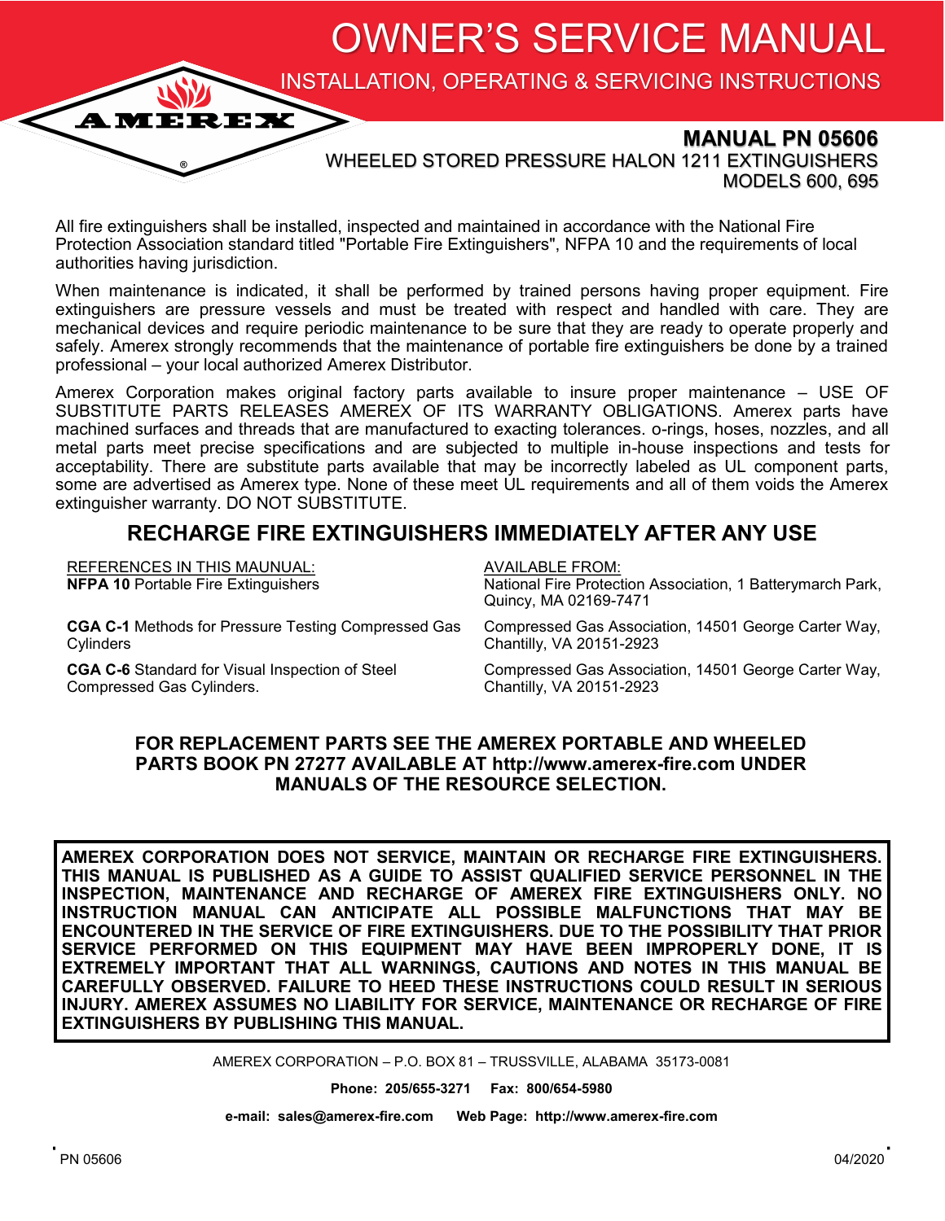# OWNER'S SERVICE MANUAL

## INSTALLATION, OPERATING & SERVICING INSTRUCTIONS

AMEREX®

**MANUAL PN 05606**

WHEELED STORED PRESSURE HALON 1211 EXTINGUISHERS
MODELS 600, 695

All fire extinguishers shall be installed, inspected and maintained in accordance with the National Fire Protection Association standard titled "Portable Fire Extinguishers", NFPA 10 and the requirements of local authorities having jurisdiction.

When maintenance is indicated, it shall be performed by trained persons having proper equipment. Fire extinguishers are pressure vessels and must be treated with respect and handled with care. They are mechanical devices and require periodic maintenance to be sure that they are ready to operate properly and safely. Amerex strongly recommends that the maintenance of portable fire extinguishers be done by a trained professional – your local authorized Amerex Distributor.

Amerex Corporation makes original factory parts available to insure proper maintenance – USE OF SUBSTITUTE PARTS RELEASES AMEREX OF ITS WARRANTY OBLIGATIONS. Amerex parts have machined surfaces and threads that are manufactured to exacting tolerances. o-rings, hoses, nozzles, and all metal parts meet precise specifications and are subjected to multiple in-house inspections and tests for acceptability. There are substitute parts available that may be incorrectly labeled as UL component parts, some are advertised as Amerex type. None of these meet UL requirements and all of them voids the Amerex extinguisher warranty. DO NOT SUBSTITUTE.

## RECHARGE FIRE EXTINGUISHERS IMMEDIATELY AFTER ANY USE

| REFERENCES IN THIS MAUNUAL: | AVAILABLE FROM: |
|---|---|
| **NFPA 10** Portable Fire Extinguishers | National Fire Protection Association, 1 Batterymarch Park, Quincy, MA 02169-7471 |
| **CGA C-1** Methods for Pressure Testing Compressed Gas Cylinders | Compressed Gas Association, 14501 George Carter Way, Chantilly, VA 20151-2923 |
| **CGA C-6** Standard for Visual Inspection of Steel Compressed Gas Cylinders. | Compressed Gas Association, 14501 George Carter Way, Chantilly, VA 20151-2923 |

**FOR REPLACEMENT PARTS SEE THE AMEREX PORTABLE AND WHEELED PARTS BOOK PN 27277 AVAILABLE AT http://www.amerex-fire.com UNDER MANUALS OF THE RESOURCE SELECTION.**

**AMEREX CORPORATION DOES NOT SERVICE, MAINTAIN OR RECHARGE FIRE EXTINGUISHERS. THIS MANUAL IS PUBLISHED AS A GUIDE TO ASSIST QUALIFIED SERVICE PERSONNEL IN THE INSPECTION, MAINTENANCE AND RECHARGE OF AMEREX FIRE EXTINGUISHERS ONLY. NO INSTRUCTION MANUAL CAN ANTICIPATE ALL POSSIBLE MALFUNCTIONS THAT MAY BE ENCOUNTERED IN THE SERVICE OF FIRE EXTINGUISHERS. DUE TO THE POSSIBILITY THAT PRIOR SERVICE PERFORMED ON THIS EQUIPMENT MAY HAVE BEEN IMPROPERLY DONE, IT IS EXTREMELY IMPORTANT THAT ALL WARNINGS, CAUTIONS AND NOTES IN THIS MANUAL BE CAREFULLY OBSERVED. FAILURE TO HEED THESE INSTRUCTIONS COULD RESULT IN SERIOUS INJURY. AMEREX ASSUMES NO LIABILITY FOR SERVICE, MAINTENANCE OR RECHARGE OF FIRE EXTINGUISHERS BY PUBLISHING THIS MANUAL.**

AMEREX CORPORATION – P.O. BOX 81 – TRUSSVILLE, ALABAMA 35173-0081

**Phone: 205/655-3271 Fax: 800/654-5980**

**e-mail: sales@amerex-fire.com Web Page: http://www.amerex-fire.com**

PN 05606 04/2020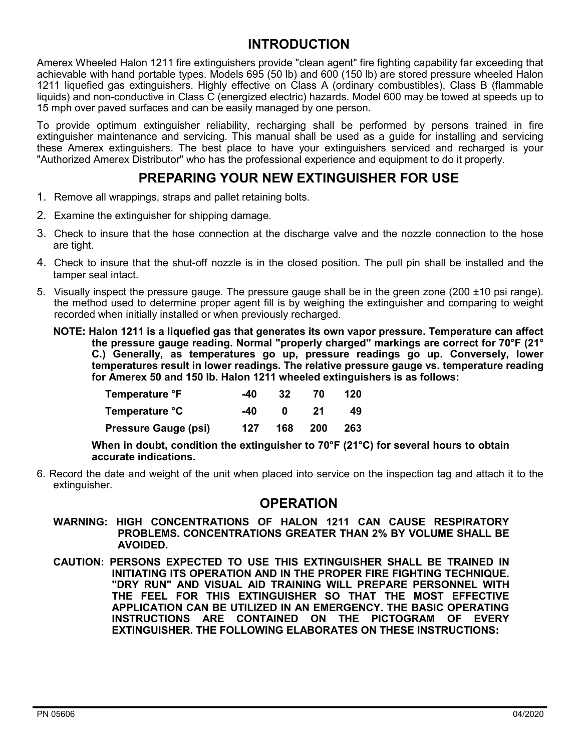## INTRODUCTION

Amerex Wheeled Halon 1211 fire extinguishers provide "clean agent" fire fighting capability far exceeding that achievable with hand portable types. Models 695 (50 lb) and 600 (150 lb) are stored pressure wheeled Halon 1211 liquefied gas extinguishers. Highly effective on Class A (ordinary combustibles), Class B (flammable liquids) and non-conductive in Class C (energized electric) hazards. Model 600 may be towed at speeds up to 15 mph over paved surfaces and can be easily managed by one person.

To provide optimum extinguisher reliability, recharging shall be performed by persons trained in fire extinguisher maintenance and servicing. This manual shall be used as a guide for installing and servicing these Amerex extinguishers. The best place to have your extinguishers serviced and recharged is your "Authorized Amerex Distributor" who has the professional experience and equipment to do it properly.

## PREPARING YOUR NEW EXTINGUISHER FOR USE

1. Remove all wrappings, straps and pallet retaining bolts.
2. Examine the extinguisher for shipping damage.
3. Check to insure that the hose connection at the discharge valve and the nozzle connection to the hose are tight.
4. Check to insure that the shut-off nozzle is in the closed position. The pull pin shall be installed and the tamper seal intact.
5. Visually inspect the pressure gauge. The pressure gauge shall be in the green zone (200 ±10 psi range). the method used to determine proper agent fill is by weighing the extinguisher and comparing to weight recorded when initially installed or when previously recharged.

   **NOTE: Halon 1211 is a liquefied gas that generates its own vapor pressure. Temperature can affect the pressure gauge reading. Normal "properly charged" markings are correct for 70°F (21° C.) Generally, as temperatures go up, pressure readings go up. Conversely, lower temperatures result in lower readings. The relative pressure gauge vs. temperature reading for Amerex 50 and 150 lb. Halon 1211 wheeled extinguishers is as follows:**

   | **Temperature °F** | **-40** | **32** | **70** | **120** |
   |---|---|---|---|---|
   | **Temperature °C** | **-40** | **0** | **21** | **49** |
   | **Pressure Gauge (psi)** | **127** | **168** | **200** | **263** |

   **When in doubt, condition the extinguisher to 70°F (21°C) for several hours to obtain accurate indications.**

6. Record the date and weight of the unit when placed into service on the inspection tag and attach it to the extinguisher.

## OPERATION

**WARNING: HIGH CONCENTRATIONS OF HALON 1211 CAN CAUSE RESPIRATORY PROBLEMS. CONCENTRATIONS GREATER THAN 2% BY VOLUME SHALL BE AVOIDED.**

**CAUTION: PERSONS EXPECTED TO USE THIS EXTINGUISHER SHALL BE TRAINED IN INITIATING ITS OPERATION AND IN THE PROPER FIRE FIGHTING TECHNIQUE. "DRY RUN" AND VISUAL AID TRAINING WILL PREPARE PERSONNEL WITH THE FEEL FOR THIS EXTINGUISHER SO THAT THE MOST EFFECTIVE APPLICATION CAN BE UTILIZED IN AN EMERGENCY. THE BASIC OPERATING INSTRUCTIONS ARE CONTAINED ON THE PICTOGRAM OF EVERY EXTINGUISHER. THE FOLLOWING ELABORATES ON THESE INSTRUCTIONS:**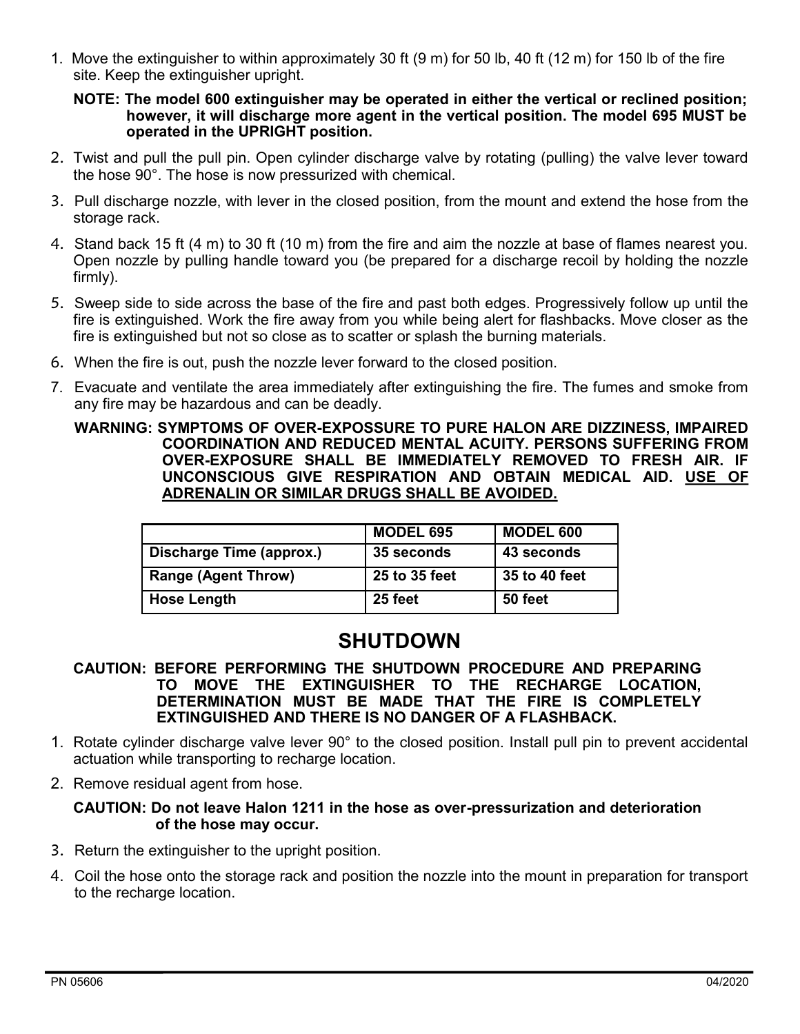1. Move the extinguisher to within approximately 30 ft (9 m) for 50 lb, 40 ft (12 m) for 150 lb of the fire site. Keep the extinguisher upright.

   **NOTE: The model 600 extinguisher may be operated in either the vertical or reclined position; however, it will discharge more agent in the vertical position. The model 695 MUST be operated in the UPRIGHT position.**

2. Twist and pull the pull pin. Open cylinder discharge valve by rotating (pulling) the valve lever toward the hose 90°. The hose is now pressurized with chemical.
3. Pull discharge nozzle, with lever in the closed position, from the mount and extend the hose from the storage rack.
4. Stand back 15 ft (4 m) to 30 ft (10 m) from the fire and aim the nozzle at base of flames nearest you. Open nozzle by pulling handle toward you (be prepared for a discharge recoil by holding the nozzle firmly).
5. Sweep side to side across the base of the fire and past both edges. Progressively follow up until the fire is extinguished. Work the fire away from you while being alert for flashbacks. Move closer as the fire is extinguished but not so close as to scatter or splash the burning materials.
6. When the fire is out, push the nozzle lever forward to the closed position.
7. Evacuate and ventilate the area immediately after extinguishing the fire. The fumes and smoke from any fire may be hazardous and can be deadly.

   **WARNING: SYMPTOMS OF OVER-EXPOSSURE TO PURE HALON ARE DIZZINESS, IMPAIRED COORDINATION AND REDUCED MENTAL ACUITY. PERSONS SUFFERING FROM OVER-EXPOSURE SHALL BE IMMEDIATELY REMOVED TO FRESH AIR. IF UNCONSCIOUS GIVE RESPIRATION AND OBTAIN MEDICAL AID. <u>USE OF ADRENALIN OR SIMILAR DRUGS SHALL BE AVOIDED.</u>**

| | **MODEL 695** | **MODEL 600** |
|---|---|---|
| **Discharge Time (approx.)** | **35 seconds** | **43 seconds** |
| **Range (Agent Throw)** | **25 to 35 feet** | **35 to 40 feet** |
| **Hose Length** | **25 feet** | **50 feet** |

## SHUTDOWN

**CAUTION: BEFORE PERFORMING THE SHUTDOWN PROCEDURE AND PREPARING TO MOVE THE EXTINGUISHER TO THE RECHARGE LOCATION, DETERMINATION MUST BE MADE THAT THE FIRE IS COMPLETELY EXTINGUISHED AND THERE IS NO DANGER OF A FLASHBACK.**

1. Rotate cylinder discharge valve lever 90° to the closed position. Install pull pin to prevent accidental actuation while transporting to recharge location.
2. Remove residual agent from hose.

   **CAUTION: Do not leave Halon 1211 in the hose as over-pressurization and deterioration of the hose may occur.**

3. Return the extinguisher to the upright position.
4. Coil the hose onto the storage rack and position the nozzle into the mount in preparation for transport to the recharge location.

PN 05606 04/2020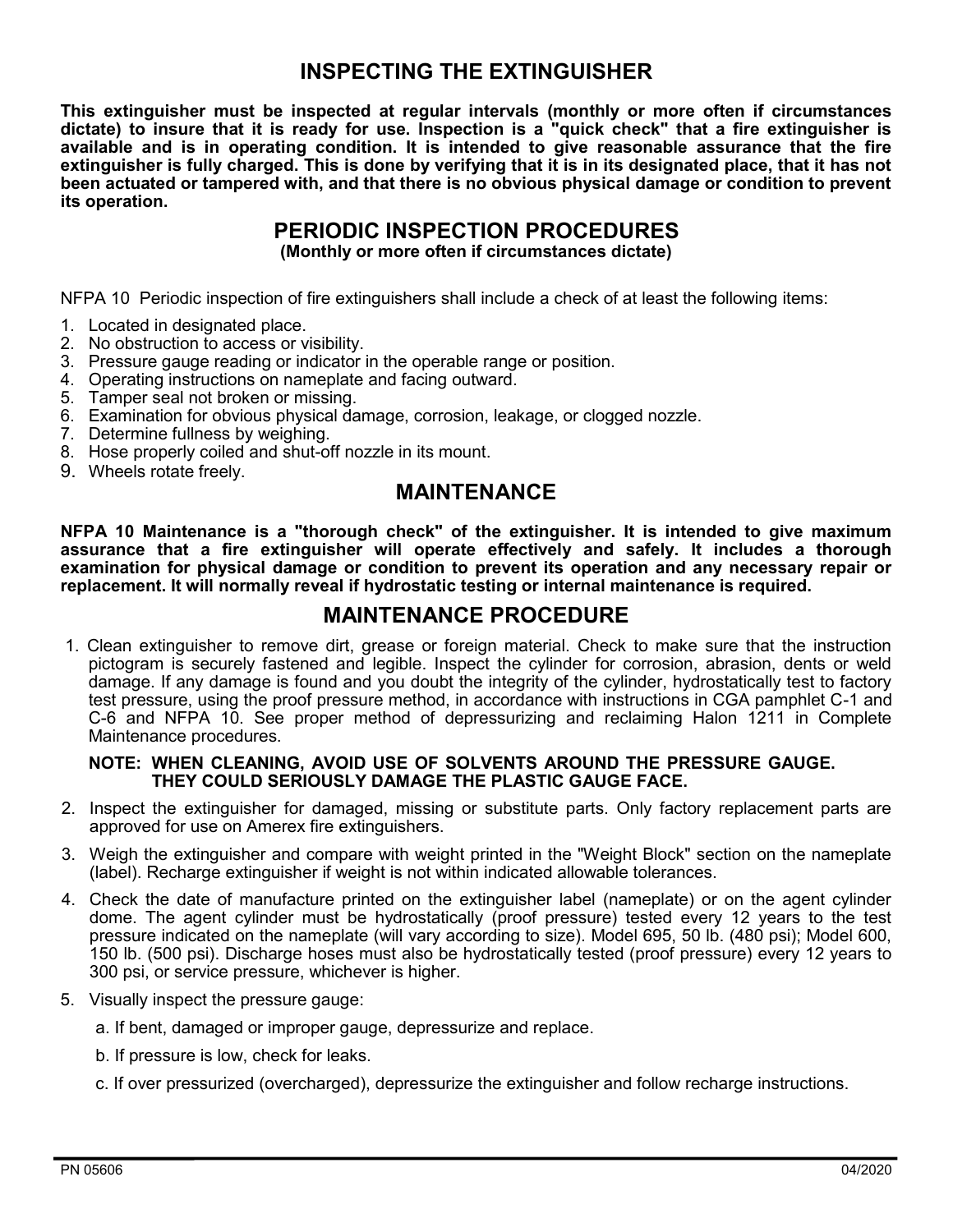## INSPECTING THE EXTINGUISHER

**This extinguisher must be inspected at regular intervals (monthly or more often if circumstances dictate) to insure that it is ready for use. Inspection is a "quick check" that a fire extinguisher is available and is in operating condition. It is intended to give reasonable assurance that the fire extinguisher is fully charged. This is done by verifying that it is in its designated place, that it has not been actuated or tampered with, and that there is no obvious physical damage or condition to prevent its operation.**

## PERIODIC INSPECTION PROCEDURES

**(Monthly or more often if circumstances dictate)**

NFPA 10 Periodic inspection of fire extinguishers shall include a check of at least the following items:

1. Located in designated place.
2. No obstruction to access or visibility.
3. Pressure gauge reading or indicator in the operable range or position.
4. Operating instructions on nameplate and facing outward.
5. Tamper seal not broken or missing.
6. Examination for obvious physical damage, corrosion, leakage, or clogged nozzle.
7. Determine fullness by weighing.
8. Hose properly coiled and shut-off nozzle in its mount.
9. Wheels rotate freely.

## MAINTENANCE

**NFPA 10 Maintenance is a "thorough check" of the extinguisher. It is intended to give maximum assurance that a fire extinguisher will operate effectively and safely. It includes a thorough examination for physical damage or condition to prevent its operation and any necessary repair or replacement. It will normally reveal if hydrostatic testing or internal maintenance is required.**

## MAINTENANCE PROCEDURE

1. Clean extinguisher to remove dirt, grease or foreign material. Check to make sure that the instruction pictogram is securely fastened and legible. Inspect the cylinder for corrosion, abrasion, dents or weld damage. If any damage is found and you doubt the integrity of the cylinder, hydrostatically test to factory test pressure, using the proof pressure method, in accordance with instructions in CGA pamphlet C-1 and C-6 and NFPA 10. See proper method of depressurizing and reclaiming Halon 1211 in Complete Maintenance procedures.

   **NOTE: WHEN CLEANING, AVOID USE OF SOLVENTS AROUND THE PRESSURE GAUGE. THEY COULD SERIOUSLY DAMAGE THE PLASTIC GAUGE FACE.**

2. Inspect the extinguisher for damaged, missing or substitute parts. Only factory replacement parts are approved for use on Amerex fire extinguishers.

3. Weigh the extinguisher and compare with weight printed in the "Weight Block" section on the nameplate (label). Recharge extinguisher if weight is not within indicated allowable tolerances.

4. Check the date of manufacture printed on the extinguisher label (nameplate) or on the agent cylinder dome. The agent cylinder must be hydrostatically (proof pressure) tested every 12 years to the test pressure indicated on the nameplate (will vary according to size). Model 695, 50 lb. (480 psi); Model 600, 150 lb. (500 psi). Discharge hoses must also be hydrostatically tested (proof pressure) every 12 years to 300 psi, or service pressure, whichever is higher.

5. Visually inspect the pressure gauge:

   a. If bent, damaged or improper gauge, depressurize and replace.

   b. If pressure is low, check for leaks.

   c. If over pressurized (overcharged), depressurize the extinguisher and follow recharge instructions.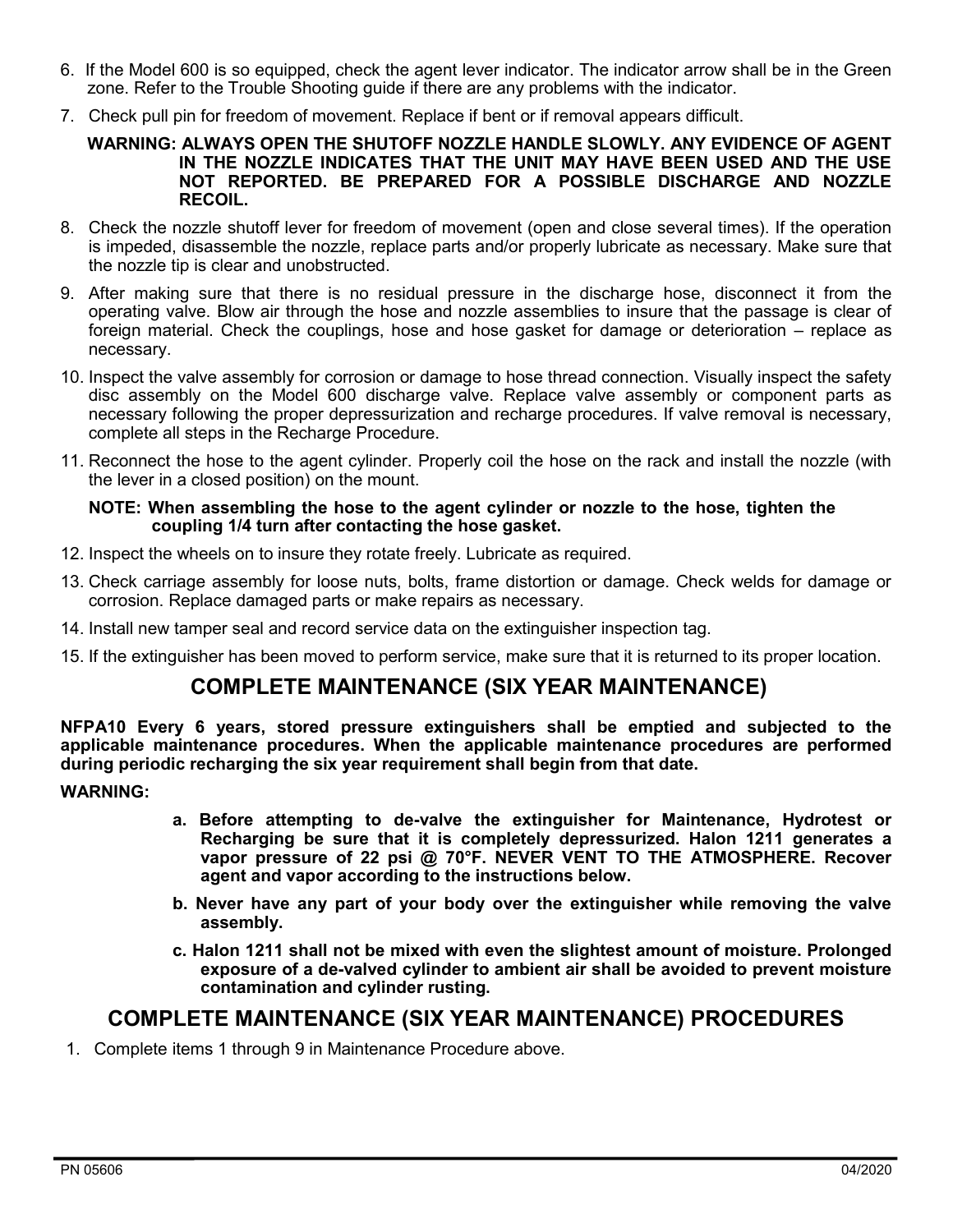6. If the Model 600 is so equipped, check the agent lever indicator. The indicator arrow shall be in the Green zone. Refer to the Trouble Shooting guide if there are any problems with the indicator.
7. Check pull pin for freedom of movement. Replace if bent or if removal appears difficult.

   **WARNING: ALWAYS OPEN THE SHUTOFF NOZZLE HANDLE SLOWLY. ANY EVIDENCE OF AGENT IN THE NOZZLE INDICATES THAT THE UNIT MAY HAVE BEEN USED AND THE USE NOT REPORTED. BE PREPARED FOR A POSSIBLE DISCHARGE AND NOZZLE RECOIL.**

8. Check the nozzle shutoff lever for freedom of movement (open and close several times). If the operation is impeded, disassemble the nozzle, replace parts and/or properly lubricate as necessary. Make sure that the nozzle tip is clear and unobstructed.
9. After making sure that there is no residual pressure in the discharge hose, disconnect it from the operating valve. Blow air through the hose and nozzle assemblies to insure that the passage is clear of foreign material. Check the couplings, hose and hose gasket for damage or deterioration – replace as necessary.
10. Inspect the valve assembly for corrosion or damage to hose thread connection. Visually inspect the safety disc assembly on the Model 600 discharge valve. Replace valve assembly or component parts as necessary following the proper depressurization and recharge procedures. If valve removal is necessary, complete all steps in the Recharge Procedure.
11. Reconnect the hose to the agent cylinder. Properly coil the hose on the rack and install the nozzle (with the lever in a closed position) on the mount.

    **NOTE: When assembling the hose to the agent cylinder or nozzle to the hose, tighten the coupling 1/4 turn after contacting the hose gasket.**

12. Inspect the wheels on to insure they rotate freely. Lubricate as required.
13. Check carriage assembly for loose nuts, bolts, frame distortion or damage. Check welds for damage or corrosion. Replace damaged parts or make repairs as necessary.
14. Install new tamper seal and record service data on the extinguisher inspection tag.
15. If the extinguisher has been moved to perform service, make sure that it is returned to its proper location.

## COMPLETE MAINTENANCE (SIX YEAR MAINTENANCE)

**NFPA10 Every 6 years, stored pressure extinguishers shall be emptied and subjected to the applicable maintenance procedures. When the applicable maintenance procedures are performed during periodic recharging the six year requirement shall begin from that date.**

**WARNING:**

- **a. Before attempting to de-valve the extinguisher for Maintenance, Hydrotest or Recharging be sure that it is completely depressurized. Halon 1211 generates a vapor pressure of 22 psi @ 70°F. NEVER VENT TO THE ATMOSPHERE. Recover agent and vapor according to the instructions below.**
- **b. Never have any part of your body over the extinguisher while removing the valve assembly.**
- **c. Halon 1211 shall not be mixed with even the slightest amount of moisture. Prolonged exposure of a de-valved cylinder to ambient air shall be avoided to prevent moisture contamination and cylinder rusting.**

## COMPLETE MAINTENANCE (SIX YEAR MAINTENANCE) PROCEDURES

1. Complete items 1 through 9 in Maintenance Procedure above.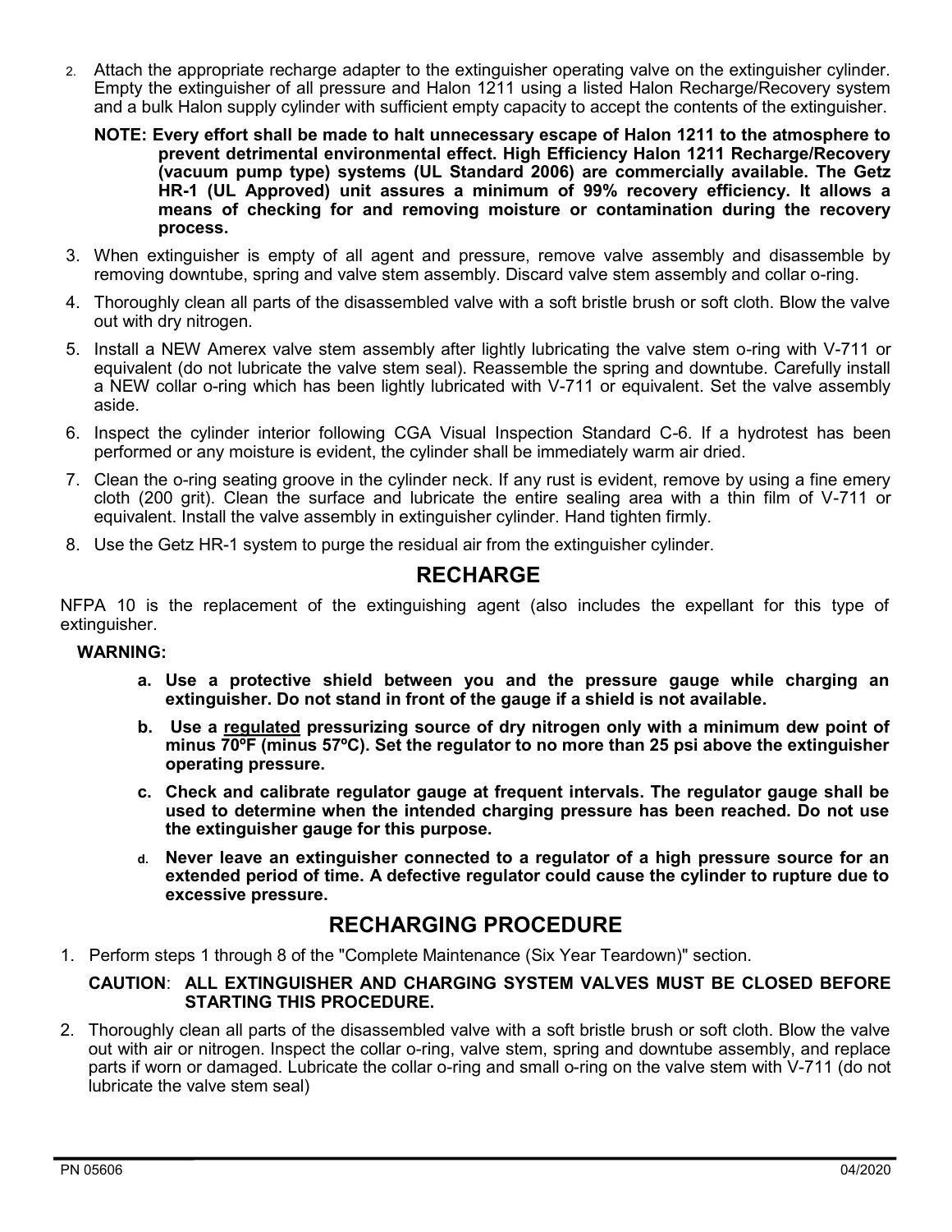2. Attach the appropriate recharge adapter to the extinguisher operating valve on the extinguisher cylinder. Empty the extinguisher of all pressure and Halon 1211 using a listed Halon Recharge/Recovery system and a bulk Halon supply cylinder with sufficient empty capacity to accept the contents of the extinguisher.

   **NOTE: Every effort shall be made to halt unnecessary escape of Halon 1211 to the atmosphere to prevent detrimental environmental effect. High Efficiency Halon 1211 Recharge/Recovery (vacuum pump type) systems (UL Standard 2006) are commercially available. The Getz HR-1 (UL Approved) unit assures a minimum of 99% recovery efficiency. It allows a means of checking for and removing moisture or contamination during the recovery process.**

3. When extinguisher is empty of all agent and pressure, remove valve assembly and disassemble by removing downtube, spring and valve stem assembly. Discard valve stem assembly and collar o-ring.
4. Thoroughly clean all parts of the disassembled valve with a soft bristle brush or soft cloth. Blow the valve out with dry nitrogen.
5. Install a NEW Amerex valve stem assembly after lightly lubricating the valve stem o-ring with V-711 or equivalent (do not lubricate the valve stem seal). Reassemble the spring and downtube. Carefully install a NEW collar o-ring which has been lightly lubricated with V-711 or equivalent. Set the valve assembly aside.
6. Inspect the cylinder interior following CGA Visual Inspection Standard C-6. If a hydrotest has been performed or any moisture is evident, the cylinder shall be immediately warm air dried.
7. Clean the o-ring seating groove in the cylinder neck. If any rust is evident, remove by using a fine emery cloth (200 grit). Clean the surface and lubricate the entire sealing area with a thin film of V-711 or equivalent. Install the valve assembly in extinguisher cylinder. Hand tighten firmly.
8. Use the Getz HR-1 system to purge the residual air from the extinguisher cylinder.

## RECHARGE

NFPA 10 is the replacement of the extinguishing agent (also includes the expellant for this type of extinguisher.

**WARNING:**

- **a. Use a protective shield between you and the pressure gauge while charging an extinguisher. Do not stand in front of the gauge if a shield is not available.**
- **b. Use a <u>regulated</u> pressurizing source of dry nitrogen only with a minimum dew point of minus 70ºF (minus 57ºC). Set the regulator to no more than 25 psi above the extinguisher operating pressure.**
- **c. Check and calibrate regulator gauge at frequent intervals. The regulator gauge shall be used to determine when the intended charging pressure has been reached. Do not use the extinguisher gauge for this purpose.**
- **d. Never leave an extinguisher connected to a regulator of a high pressure source for an extended period of time. A defective regulator could cause the cylinder to rupture due to excessive pressure.**

## RECHARGING PROCEDURE

1. Perform steps 1 through 8 of the "Complete Maintenance (Six Year Teardown)" section.

   **CAUTION**: **ALL EXTINGUISHER AND CHARGING SYSTEM VALVES MUST BE CLOSED BEFORE STARTING THIS PROCEDURE.**

2. Thoroughly clean all parts of the disassembled valve with a soft bristle brush or soft cloth. Blow the valve out with air or nitrogen. Inspect the collar o-ring, valve stem, spring and downtube assembly, and replace parts if worn or damaged. Lubricate the collar o-ring and small o-ring on the valve stem with V-711 (do not lubricate the valve stem seal)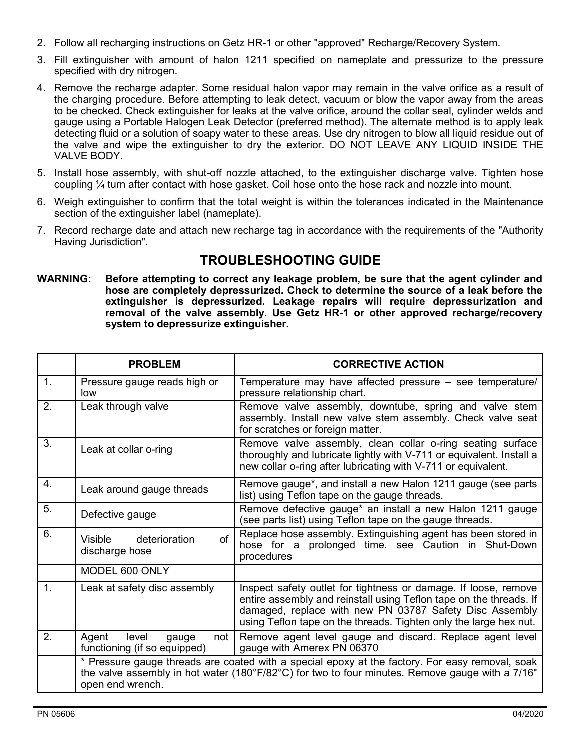2. Follow all recharging instructions on Getz HR-1 or other "approved" Recharge/Recovery System.
3. Fill extinguisher with amount of halon 1211 specified on nameplate and pressurize to the pressure specified with dry nitrogen.
4. Remove the recharge adapter. Some residual halon vapor may remain in the valve orifice as a result of the charging procedure. Before attempting to leak detect, vacuum or blow the vapor away from the areas to be checked. Check extinguisher for leaks at the valve orifice, around the collar seal, cylinder welds and gauge using a Portable Halogen Leak Detector (preferred method). The alternate method is to apply leak detecting fluid or a solution of soapy water to these areas. Use dry nitrogen to blow all liquid residue out of the valve and wipe the extinguisher to dry the exterior. DO NOT LEAVE ANY LIQUID INSIDE THE VALVE BODY.
5. Install hose assembly, with shut-off nozzle attached, to the extinguisher discharge valve. Tighten hose coupling ¼ turn after contact with hose gasket. Coil hose onto the hose rack and nozzle into mount.
6. Weigh extinguisher to confirm that the total weight is within the tolerances indicated in the Maintenance section of the extinguisher label (nameplate).
7. Record recharge date and attach new recharge tag in accordance with the requirements of the "Authority Having Jurisdiction".

## TROUBLESHOOTING GUIDE

**WARNING: Before attempting to correct any leakage problem, be sure that the agent cylinder and hose are completely depressurized. Check to determine the source of a leak before the extinguisher is depressurized. Leakage repairs will require depressurization and removal of the valve assembly. Use Getz HR-1 or other approved recharge/recovery system to depressurize extinguisher.**

| | PROBLEM | CORRECTIVE ACTION |
|---|---|---|
| 1. | Pressure gauge reads high or low | Temperature may have affected pressure – see temperature/ pressure relationship chart. |
| 2. | Leak through valve | Remove valve assembly, downtube, spring and valve stem assembly. Install new valve stem assembly. Check valve seat for scratches or foreign matter. |
| 3. | Leak at collar o-ring | Remove valve assembly, clean collar o-ring seating surface thoroughly and lubricate lightly with V-711 or equivalent. Install a new collar o-ring after lubricating with V-711 or equivalent. |
| 4. | Leak around gauge threads | Remove gauge*, and install a new Halon 1211 gauge (see parts list) using Teflon tape on the gauge threads. |
| 5. | Defective gauge | Remove defective gauge* an install a new Halon 1211 gauge (see parts list) using Teflon tape on the gauge threads. |
| 6. | Visible deterioration of discharge hose | Replace hose assembly. Extinguishing agent has been stored in hose for a prolonged time. see Caution in Shut-Down procedures |
| | MODEL 600 ONLY | |
| 1. | Leak at safety disc assembly | Inspect safety outlet for tightness or damage. If loose, remove entire assembly and reinstall using Teflon tape on the threads. If damaged, replace with new PN 03787 Safety Disc Assembly using Teflon tape on the threads. Tighten only the large hex nut. |
| 2. | Agent level gauge not functioning (if so equipped) | Remove agent level gauge and discard. Replace agent level gauge with Amerex PN 06370 |
| | * Pressure gauge threads are coated with a special epoxy at the factory. For easy removal, soak the valve assembly in hot water (180°F/82°C) for two to four minutes. Remove gauge with a 7/16" open end wrench. | |

PN 05606 04/2020